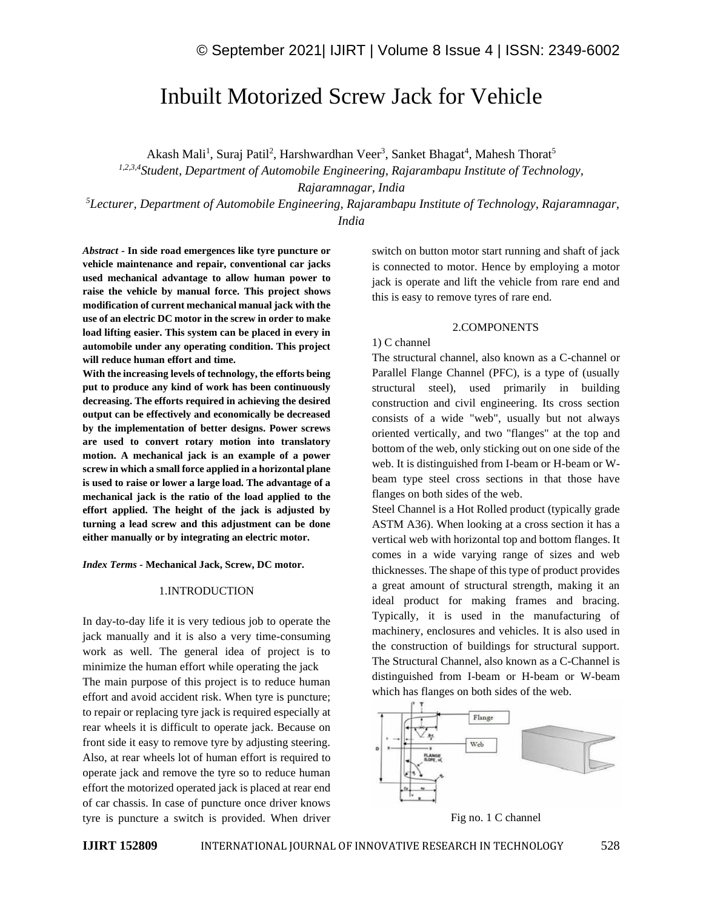# Inbuilt Motorized Screw Jack for Vehicle

Akash Mali[1], Suraj Patil[2], Harshwardhan Veer[3], Sanket Bhagat[4], Mahesh Thorat[5]

[1,2,3,4]*Student, Department of Automobile Engineering, Rajarambapu Institute of Technology, Rajaramnagar, India*

[5]*Lecturer, Department of Automobile Engineering, Rajarambapu Institute of Technology, Rajaramnagar, India*

***Abstract* - In side road emergences like tyre puncture or vehicle maintenance and repair, conventional car jacks used mechanical advantage to allow human power to raise the vehicle by manual force. This project shows modification of current mechanical manual jack with the use of an electric DC motor in the screw in order to make load lifting easier. This system can be placed in every in automobile under any operating condition. This project will reduce human effort and time.**

**With the increasing levels of technology, the efforts being put to produce any kind of work has been continuously decreasing. The efforts required in achieving the desired output can be effectively and economically be decreased by the implementation of better designs. Power screws are used to convert rotary motion into translatory motion. A mechanical jack is an example of a power screw in which a small force applied in a horizontal plane is used to raise or lower a large load. The advantage of a mechanical jack is the ratio of the load applied to the effort applied. The height of the jack is adjusted by turning a lead screw and this adjustment can be done either manually or by integrating an electric motor.**

***Index Terms* - Mechanical Jack, Screw, DC motor.**

## 1.INTRODUCTION

In day-to-day life it is very tedious job to operate the jack manually and it is also a very time-consuming work as well. The general idea of project is to minimize the human effort while operating the jack

The main purpose of this project is to reduce human effort and avoid accident risk. When tyre is puncture; to repair or replacing tyre jack is required especially at rear wheels it is difficult to operate jack. Because on front side it easy to remove tyre by adjusting steering. Also, at rear wheels lot of human effort is required to operate jack and remove the tyre so to reduce human effort the motorized operated jack is placed at rear end of car chassis. In case of puncture once driver knows tyre is puncture a switch is provided. When driver switch on button motor start running and shaft of jack is connected to motor. Hence by employing a motor jack is operate and lift the vehicle from rare end and this is easy to remove tyres of rare end.

## 2.COMPONENTS

1) C channel

The structural channel, also known as a C-channel or Parallel Flange Channel (PFC), is a type of (usually structural steel), used primarily in building construction and civil engineering. Its cross section consists of a wide "web", usually but not always oriented vertically, and two "flanges" at the top and bottom of the web, only sticking out on one side of the web. It is distinguished from I-beam or H-beam or W-beam type steel cross sections in that those have flanges on both sides of the web.

Steel Channel is a Hot Rolled product (typically grade ASTM A36). When looking at a cross section it has a vertical web with horizontal top and bottom flanges. It comes in a wide varying range of sizes and web thicknesses. The shape of this type of product provides a great amount of structural strength, making it an ideal product for making frames and bracing. Typically, it is used in the manufacturing of machinery, enclosures and vehicles. It is also used in the construction of buildings for structural support. The Structural Channel, also known as a C-Channel is distinguished from I-beam or H-beam or W-beam which has flanges on both sides of the web.

Fig no. 1 C channel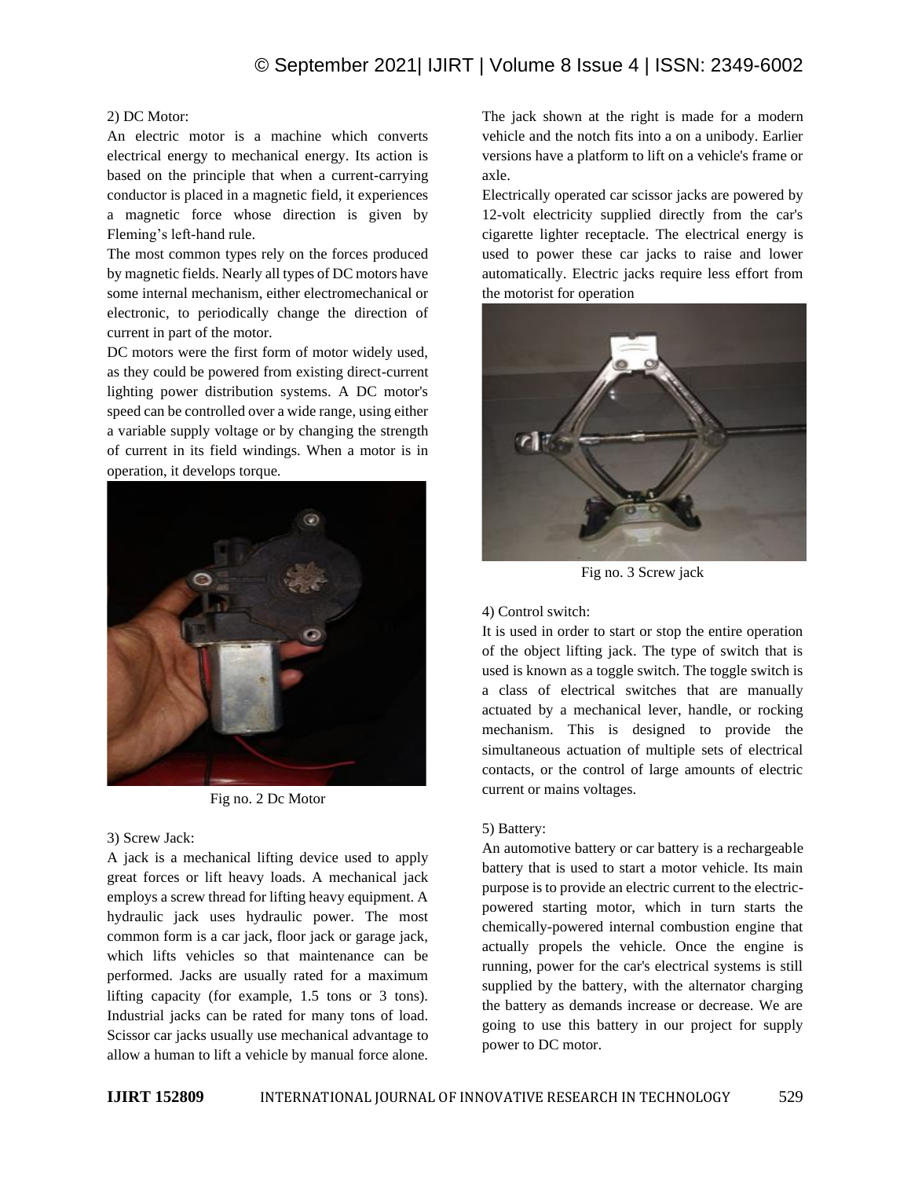2) DC Motor:

An electric motor is a machine which converts electrical energy to mechanical energy. Its action is based on the principle that when a current-carrying conductor is placed in a magnetic field, it experiences a magnetic force whose direction is given by Fleming's left-hand rule.

The most common types rely on the forces produced by magnetic fields. Nearly all types of DC motors have some internal mechanism, either electromechanical or electronic, to periodically change the direction of current in part of the motor.

DC motors were the first form of motor widely used, as they could be powered from existing direct-current lighting power distribution systems. A DC motor's speed can be controlled over a wide range, using either a variable supply voltage or by changing the strength of current in its field windings. When a motor is in operation, it develops torque.

Fig no. 2 Dc Motor

3) Screw Jack:

A jack is a mechanical lifting device used to apply great forces or lift heavy loads. A mechanical jack employs a screw thread for lifting heavy equipment. A hydraulic jack uses hydraulic power. The most common form is a car jack, floor jack or garage jack, which lifts vehicles so that maintenance can be performed. Jacks are usually rated for a maximum lifting capacity (for example, 1.5 tons or 3 tons). Industrial jacks can be rated for many tons of load. Scissor car jacks usually use mechanical advantage to allow a human to lift a vehicle by manual force alone. The jack shown at the right is made for a modern vehicle and the notch fits into a on a unibody. Earlier versions have a platform to lift on a vehicle's frame or axle.

Electrically operated car scissor jacks are powered by 12-volt electricity supplied directly from the car's cigarette lighter receptacle. The electrical energy is used to power these car jacks to raise and lower automatically. Electric jacks require less effort from the motorist for operation

Fig no. 3 Screw jack

4) Control switch:

It is used in order to start or stop the entire operation of the object lifting jack. The type of switch that is used is known as a toggle switch. The toggle switch is a class of electrical switches that are manually actuated by a mechanical lever, handle, or rocking mechanism. This is designed to provide the simultaneous actuation of multiple sets of electrical contacts, or the control of large amounts of electric current or mains voltages.

5) Battery:

An automotive battery or car battery is a rechargeable battery that is used to start a motor vehicle. Its main purpose is to provide an electric current to the electric-powered starting motor, which in turn starts the chemically-powered internal combustion engine that actually propels the vehicle. Once the engine is running, power for the car's electrical systems is still supplied by the battery, with the alternator charging the battery as demands increase or decrease. We are going to use this battery in our project for supply power to DC motor.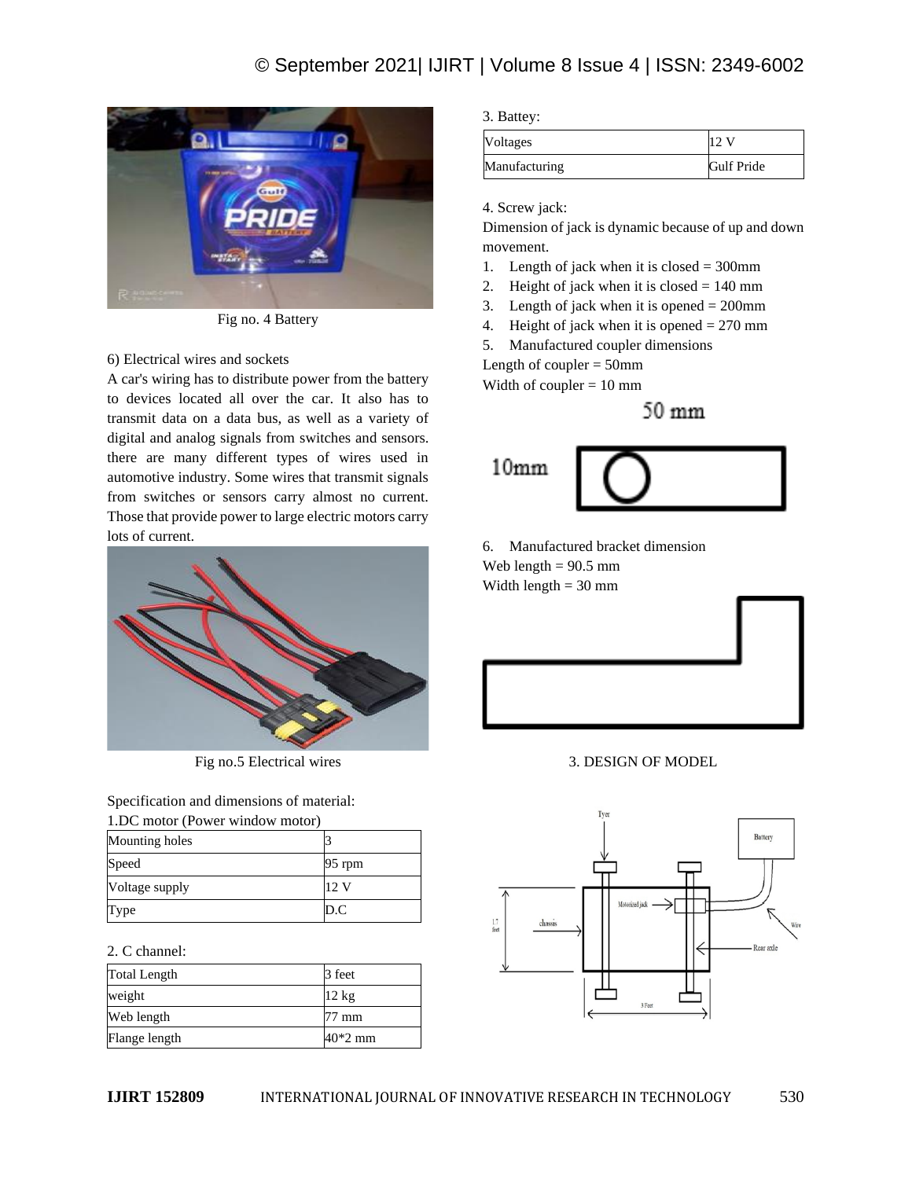Fig no. 4 Battery

6) Electrical wires and sockets

A car's wiring has to distribute power from the battery to devices located all over the car. It also has to transmit data on a data bus, as well as a variety of digital and analog signals from switches and sensors. there are many different types of wires used in automotive industry. Some wires that transmit signals from switches or sensors carry almost no current. Those that provide power to large electric motors carry lots of current.

Fig no.5 Electrical wires

Specification and dimensions of material:

1.DC motor (Power window motor)

| Mounting holes | 3 |
|---|---|
| Speed | 95 rpm |
| Voltage supply | 12 V |
| Type | D.C |

2. C channel:

| Total Length | 3 feet |
|---|---|
| weight | 12 kg |
| Web length | 77 mm |
| Flange length | 40*2 mm |

3. Battey:

| Voltages | 12 V |
|---|---|
| Manufacturing | Gulf Pride |

4. Screw jack:

Dimension of jack is dynamic because of up and down movement.

1. Length of jack when it is closed = 300mm
2. Height of jack when it is closed = 140 mm
3. Length of jack when it is opened = 200mm
4. Height of jack when it is opened = 270 mm
5. Manufactured coupler dimensions

Length of coupler = 50mm

Width of coupler = 10 mm

6. Manufactured bracket dimension

Web length = 90.5 mm

Width length = 30 mm

## 3. DESIGN OF MODEL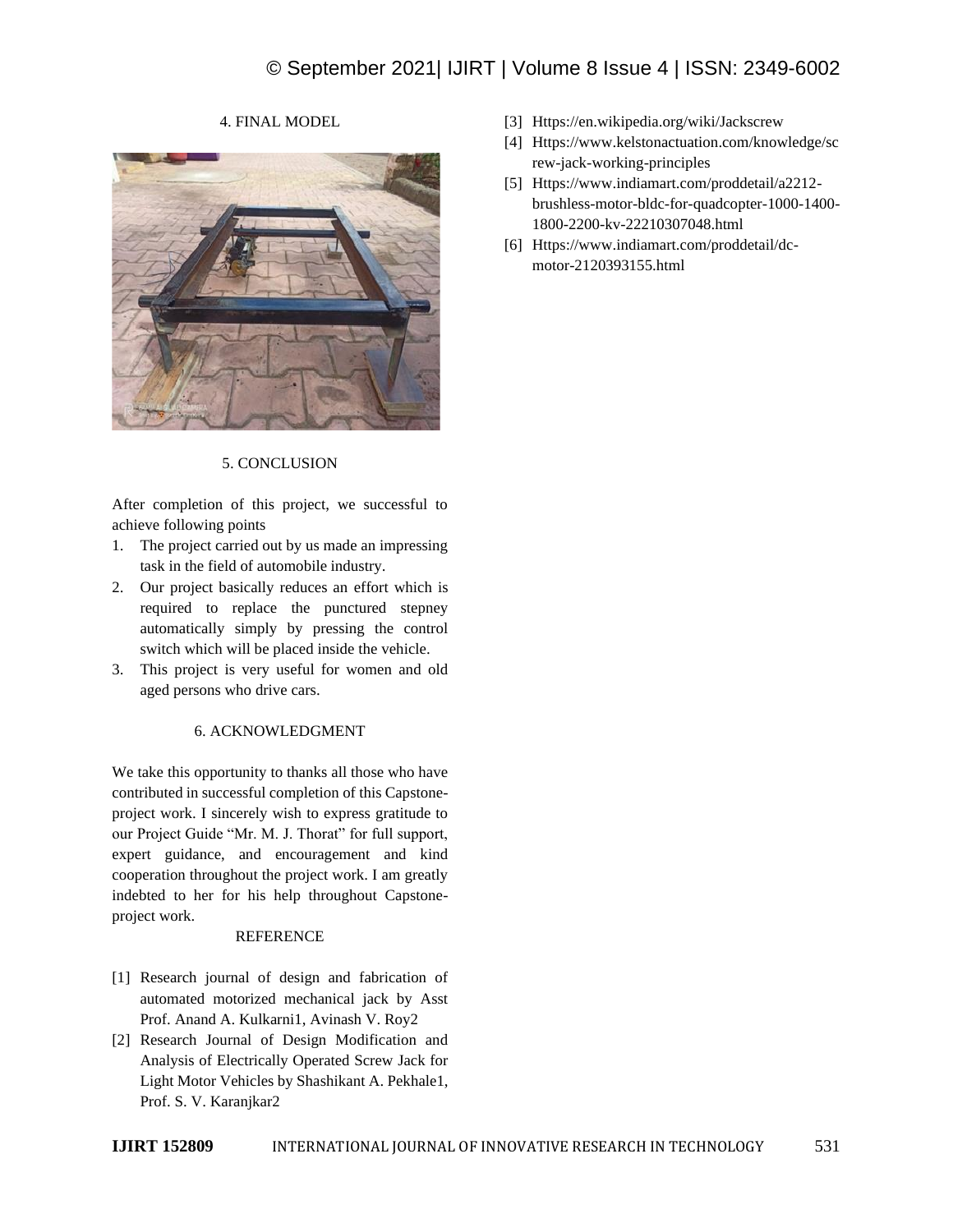## 4. FINAL MODEL

## 5. CONCLUSION

After completion of this project, we successful to achieve following points

1. The project carried out by us made an impressing task in the field of automobile industry.
2. Our project basically reduces an effort which is required to replace the punctured stepney automatically simply by pressing the control switch which will be placed inside the vehicle.
3. This project is very useful for women and old aged persons who drive cars.

## 6. ACKNOWLEDGMENT

We take this opportunity to thanks all those who have contributed in successful completion of this Capstone-project work. I sincerely wish to express gratitude to our Project Guide "Mr. M. J. Thorat" for full support, expert guidance, and encouragement and kind cooperation throughout the project work. I am greatly indebted to her for his help throughout Capstone-project work.

## REFERENCE

[1] Research journal of design and fabrication of automated motorized mechanical jack by Asst Prof. Anand A. Kulkarni1, Avinash V. Roy2

[2] Research Journal of Design Modification and Analysis of Electrically Operated Screw Jack for Light Motor Vehicles by Shashikant A. Pekhale1, Prof. S. V. Karanjkar2

[3] Https://en.wikipedia.org/wiki/Jackscrew

[4] Https://www.kelstonactuation.com/knowledge/screw-jack-working-principles

[5] Https://www.indiamart.com/proddetail/a2212-brushless-motor-bldc-for-quadcopter-1000-1400-1800-2200-kv-22210307048.html

[6] Https://www.indiamart.com/proddetail/dc-motor-2120393155.html